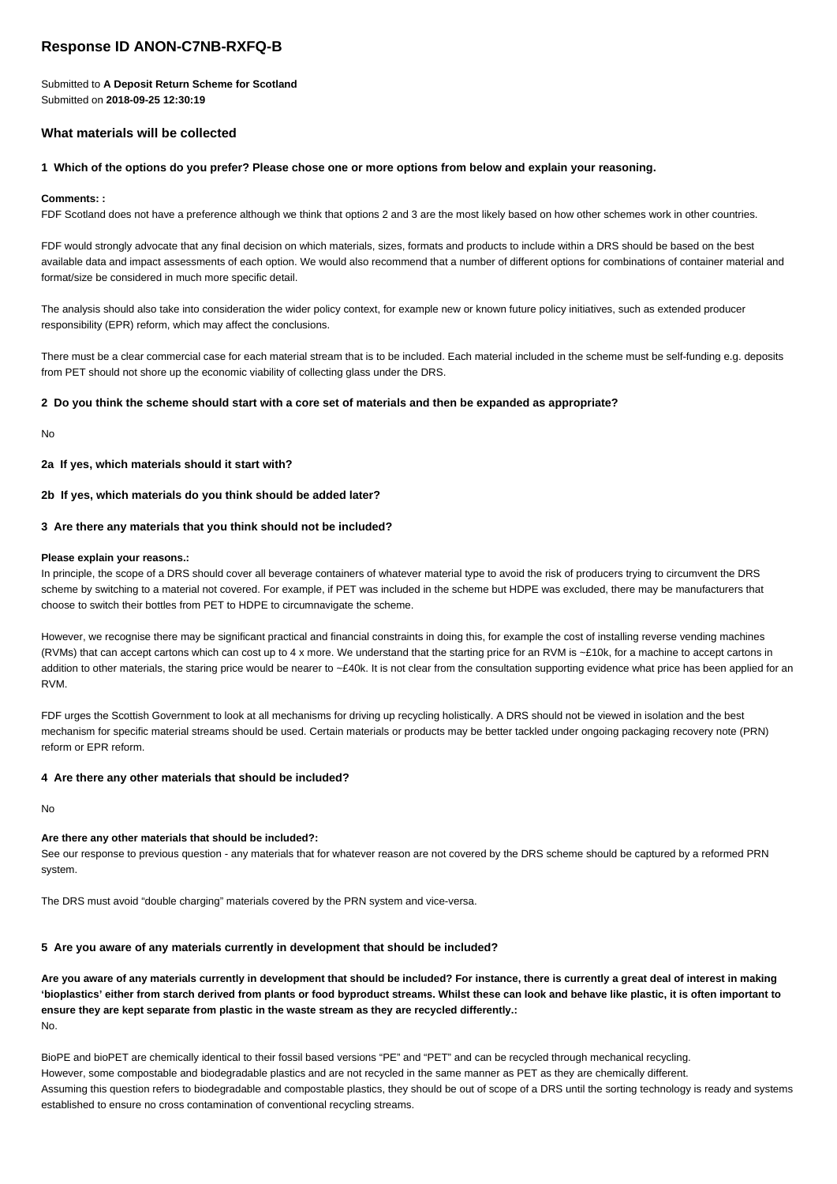# Response ID ANON-C7NB-RXFQ-B

Submitted to **A Deposit Return Scheme for Scotland**
Submitted on **2018-09-25 12:30:19**

## What materials will be collected

### 1 Which of the options do you prefer? Please chose one or more options from below and explain your reasoning.

**Comments: :**
FDF Scotland does not have a preference although we think that options 2 and 3 are the most likely based on how other schemes work in other countries.

FDF would strongly advocate that any final decision on which materials, sizes, formats and products to include within a DRS should be based on the best available data and impact assessments of each option. We would also recommend that a number of different options for combinations of container material and format/size be considered in much more specific detail.

The analysis should also take into consideration the wider policy context, for example new or known future policy initiatives, such as extended producer responsibility (EPR) reform, which may affect the conclusions.

There must be a clear commercial case for each material stream that is to be included. Each material included in the scheme must be self-funding e.g. deposits from PET should not shore up the economic viability of collecting glass under the DRS.

### 2 Do you think the scheme should start with a core set of materials and then be expanded as appropriate?

No

### 2a If yes, which materials should it start with?

### 2b If yes, which materials do you think should be added later?

### 3 Are there any materials that you think should not be included?

**Please explain your reasons.:**
In principle, the scope of a DRS should cover all beverage containers of whatever material type to avoid the risk of producers trying to circumvent the DRS scheme by switching to a material not covered. For example, if PET was included in the scheme but HDPE was excluded, there may be manufacturers that choose to switch their bottles from PET to HDPE to circumnavigate the scheme.

However, we recognise there may be significant practical and financial constraints in doing this, for example the cost of installing reverse vending machines (RVMs) that can accept cartons which can cost up to 4 x more. We understand that the starting price for an RVM is ~£10k, for a machine to accept cartons in addition to other materials, the staring price would be nearer to ~£40k. It is not clear from the consultation supporting evidence what price has been applied for an RVM.

FDF urges the Scottish Government to look at all mechanisms for driving up recycling holistically. A DRS should not be viewed in isolation and the best mechanism for specific material streams should be used. Certain materials or products may be better tackled under ongoing packaging recovery note (PRN) reform or EPR reform.

### 4 Are there any other materials that should be included?

No

**Are there any other materials that should be included?:**
See our response to previous question - any materials that for whatever reason are not covered by the DRS scheme should be captured by a reformed PRN system.

The DRS must avoid "double charging" materials covered by the PRN system and vice-versa.

### 5 Are you aware of any materials currently in development that should be included?

**Are you aware of any materials currently in development that should be included? For instance, there is currently a great deal of interest in making 'bioplastics' either from starch derived from plants or food byproduct streams. Whilst these can look and behave like plastic, it is often important to ensure they are kept separate from plastic in the waste stream as they are recycled differently.:**
No.

BioPE and bioPET are chemically identical to their fossil based versions "PE" and "PET" and can be recycled through mechanical recycling.
However, some compostable and biodegradable plastics and are not recycled in the same manner as PET as they are chemically different.
Assuming this question refers to biodegradable and compostable plastics, they should be out of scope of a DRS until the sorting technology is ready and systems established to ensure no cross contamination of conventional recycling streams.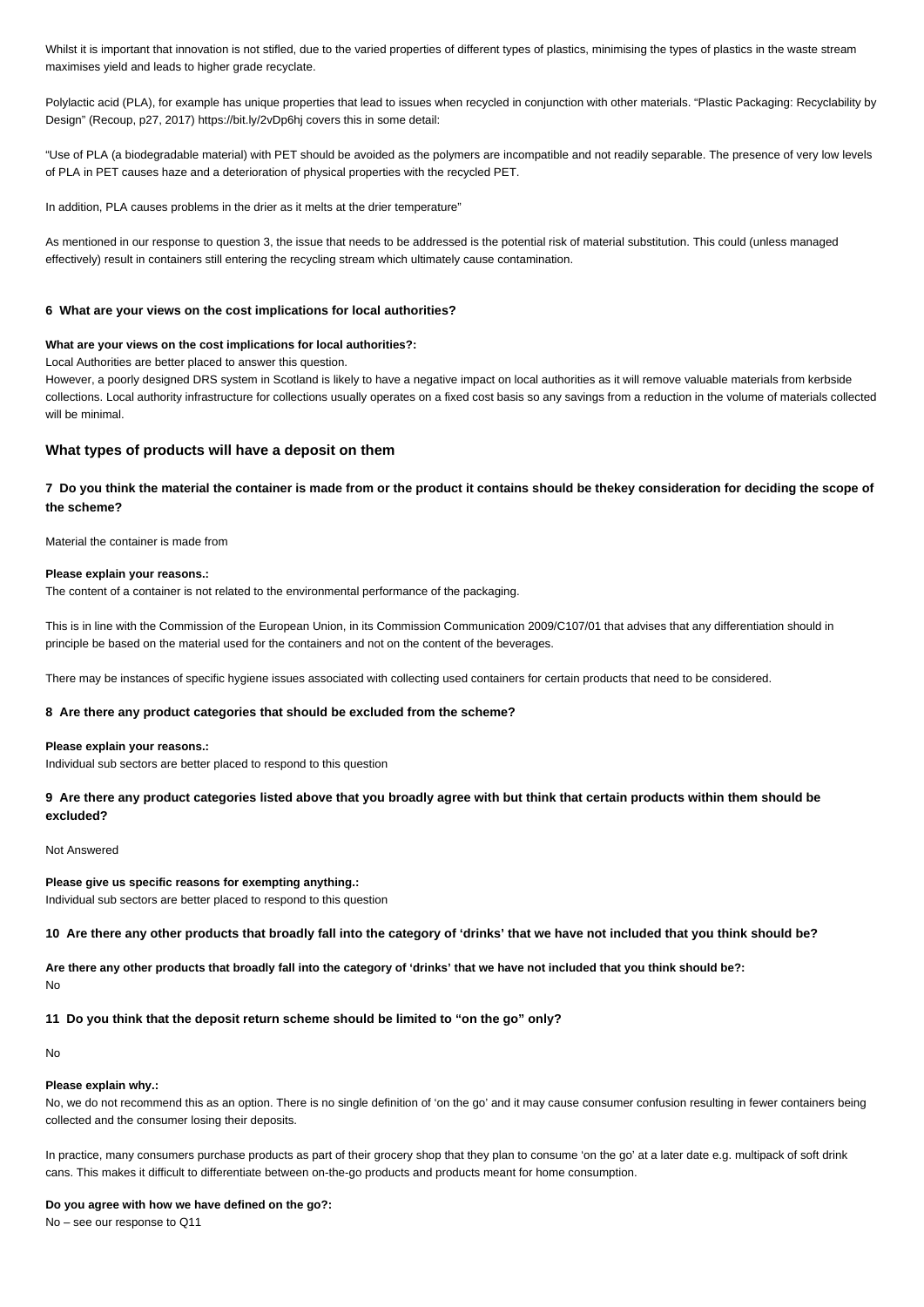Whilst it is important that innovation is not stifled, due to the varied properties of different types of plastics, minimising the types of plastics in the waste stream maximises yield and leads to higher grade recyclate.

Polylactic acid (PLA), for example has unique properties that lead to issues when recycled in conjunction with other materials. "Plastic Packaging: Recyclability by Design" (Recoup, p27, 2017) https://bit.ly/2vDp6hj covers this in some detail:

"Use of PLA (a biodegradable material) with PET should be avoided as the polymers are incompatible and not readily separable. The presence of very low levels of PLA in PET causes haze and a deterioration of physical properties with the recycled PET.

In addition, PLA causes problems in the drier as it melts at the drier temperature"

As mentioned in our response to question 3, the issue that needs to be addressed is the potential risk of material substitution. This could (unless managed effectively) result in containers still entering the recycling stream which ultimately cause contamination.

**6 What are your views on the cost implications for local authorities?**

**What are your views on the cost implications for local authorities?:**

Local Authorities are better placed to answer this question.
However, a poorly designed DRS system in Scotland is likely to have a negative impact on local authorities as it will remove valuable materials from kerbside collections. Local authority infrastructure for collections usually operates on a fixed cost basis so any savings from a reduction in the volume of materials collected will be minimal.

## What types of products will have a deposit on them

### 7 Do you think the material the container is made from or the product it contains should be thekey consideration for deciding the scope of the scheme?

Material the container is made from

**Please explain your reasons.:**

The content of a container is not related to the environmental performance of the packaging.

This is in line with the Commission of the European Union, in its Commission Communication 2009/C107/01 that advises that any differentiation should in principle be based on the material used for the containers and not on the content of the beverages.

There may be instances of specific hygiene issues associated with collecting used containers for certain products that need to be considered.

**8 Are there any product categories that should be excluded from the scheme?**

**Please explain your reasons.:**

Individual sub sectors are better placed to respond to this question

### 9 Are there any product categories listed above that you broadly agree with but think that certain products within them should be excluded?

Not Answered

**Please give us specific reasons for exempting anything.:**

Individual sub sectors are better placed to respond to this question

**10 Are there any other products that broadly fall into the category of 'drinks' that we have not included that you think should be?**

**Are there any other products that broadly fall into the category of 'drinks' that we have not included that you think should be?:**

No

**11 Do you think that the deposit return scheme should be limited to "on the go" only?**

No

**Please explain why.:**

No, we do not recommend this as an option. There is no single definition of 'on the go' and it may cause consumer confusion resulting in fewer containers being collected and the consumer losing their deposits.

In practice, many consumers purchase products as part of their grocery shop that they plan to consume 'on the go' at a later date e.g. multipack of soft drink cans. This makes it difficult to differentiate between on-the-go products and products meant for home consumption.

**Do you agree with how we have defined on the go?:**

No – see our response to Q11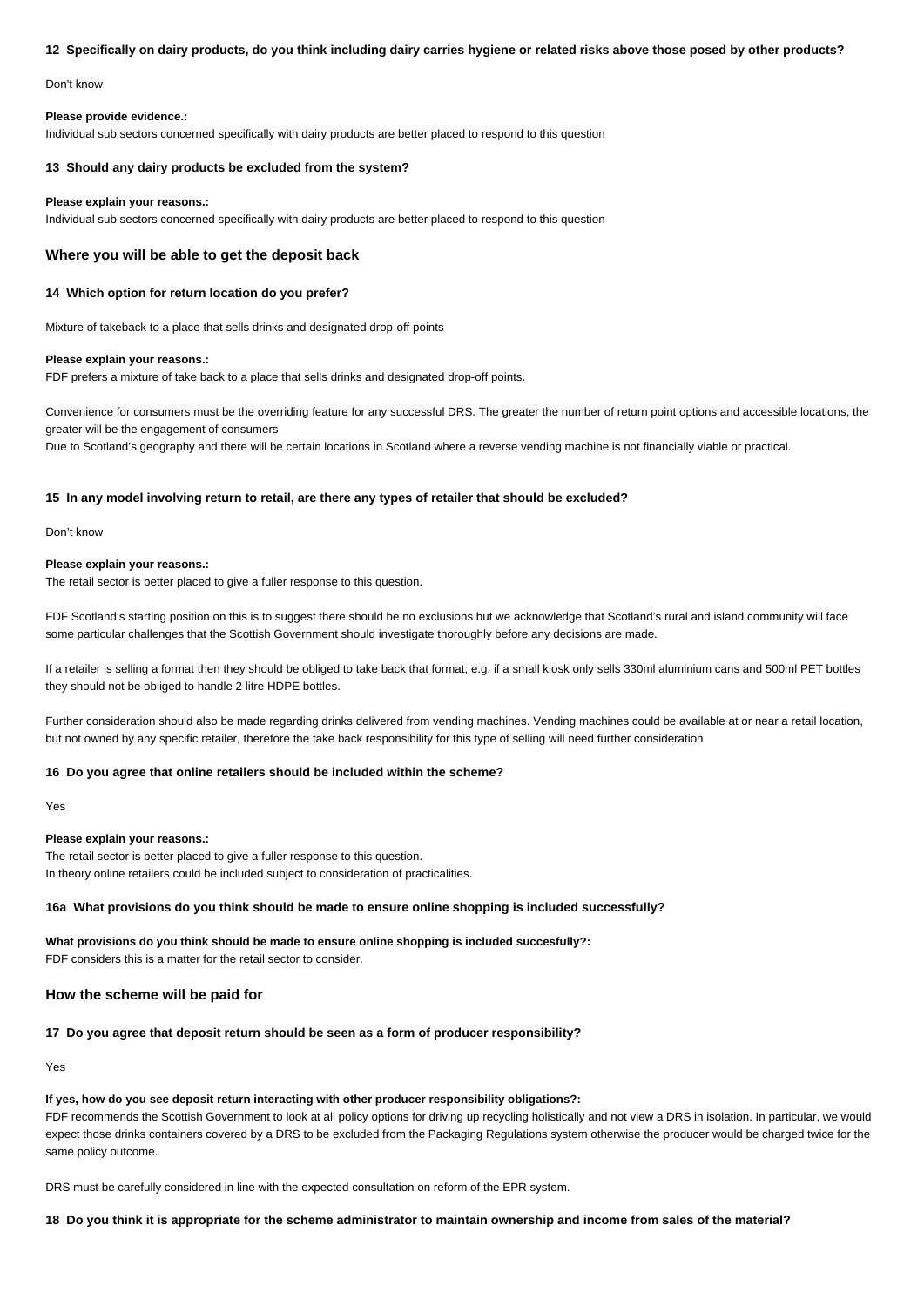**12 Specifically on dairy products, do you think including dairy carries hygiene or related risks above those posed by other products?**

Don't know

**Please provide evidence.:**
Individual sub sectors concerned specifically with dairy products are better placed to respond to this question

**13 Should any dairy products be excluded from the system?**

**Please explain your reasons.:**
Individual sub sectors concerned specifically with dairy products are better placed to respond to this question

## Where you will be able to get the deposit back

**14 Which option for return location do you prefer?**

Mixture of takeback to a place that sells drinks and designated drop-off points

**Please explain your reasons.:**
FDF prefers a mixture of take back to a place that sells drinks and designated drop-off points.

Convenience for consumers must be the overriding feature for any successful DRS. The greater the number of return point options and accessible locations, the greater will be the engagement of consumers
Due to Scotland's geography and there will be certain locations in Scotland where a reverse vending machine is not financially viable or practical.

**15 In any model involving return to retail, are there any types of retailer that should be excluded?**

Don't know

**Please explain your reasons.:**
The retail sector is better placed to give a fuller response to this question.

FDF Scotland's starting position on this is to suggest there should be no exclusions but we acknowledge that Scotland's rural and island community will face some particular challenges that the Scottish Government should investigate thoroughly before any decisions are made.

If a retailer is selling a format then they should be obliged to take back that format; e.g. if a small kiosk only sells 330ml aluminium cans and 500ml PET bottles they should not be obliged to handle 2 litre HDPE bottles.

Further consideration should also be made regarding drinks delivered from vending machines. Vending machines could be available at or near a retail location, but not owned by any specific retailer, therefore the take back responsibility for this type of selling will need further consideration

**16 Do you agree that online retailers should be included within the scheme?**

Yes

**Please explain your reasons.:**
The retail sector is better placed to give a fuller response to this question.
In theory online retailers could be included subject to consideration of practicalities.

**16a What provisions do you think should be made to ensure online shopping is included successfully?**

**What provisions do you think should be made to ensure online shopping is included succesfully?:**
FDF considers this is a matter for the retail sector to consider.

## How the scheme will be paid for

**17 Do you agree that deposit return should be seen as a form of producer responsibility?**

Yes

**If yes, how do you see deposit return interacting with other producer responsibility obligations?:**
FDF recommends the Scottish Government to look at all policy options for driving up recycling holistically and not view a DRS in isolation. In particular, we would expect those drinks containers covered by a DRS to be excluded from the Packaging Regulations system otherwise the producer would be charged twice for the same policy outcome.

DRS must be carefully considered in line with the expected consultation on reform of the EPR system.

**18 Do you think it is appropriate for the scheme administrator to maintain ownership and income from sales of the material?**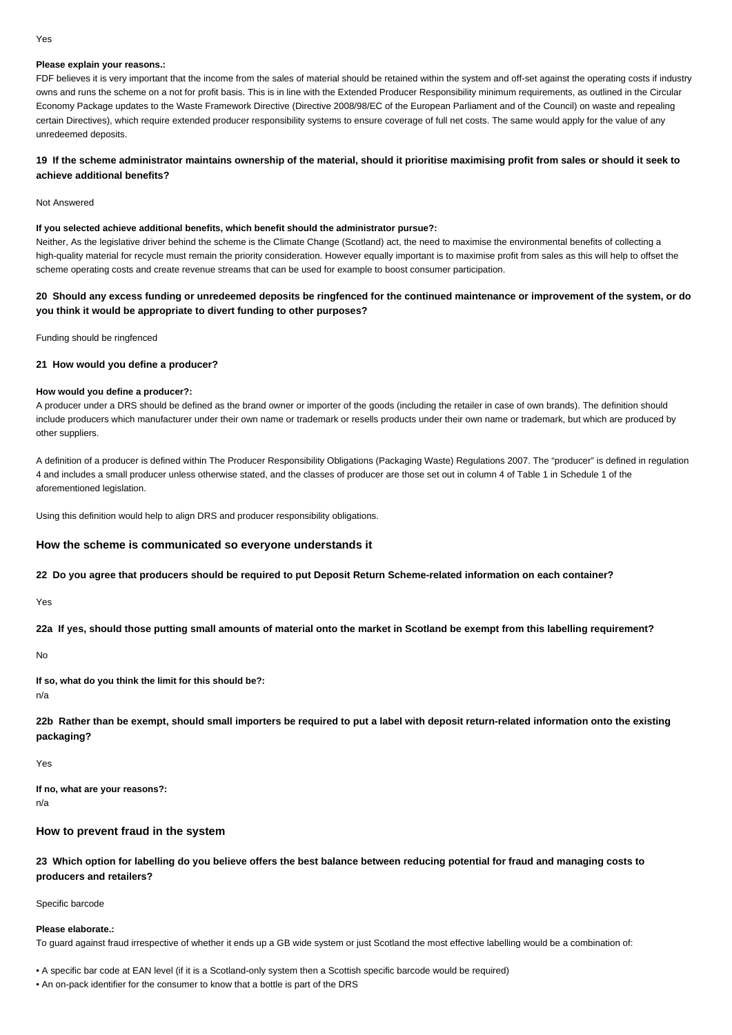Yes

**Please explain your reasons.:**

FDF believes it is very important that the income from the sales of material should be retained within the system and off-set against the operating costs if industry owns and runs the scheme on a not for profit basis. This is in line with the Extended Producer Responsibility minimum requirements, as outlined in the Circular Economy Package updates to the Waste Framework Directive (Directive 2008/98/EC of the European Parliament and of the Council) on waste and repealing certain Directives), which require extended producer responsibility systems to ensure coverage of full net costs. The same would apply for the value of any unredeemed deposits.

**19 If the scheme administrator maintains ownership of the material, should it prioritise maximising profit from sales or should it seek to achieve additional benefits?**

Not Answered

**If you selected achieve additional benefits, which benefit should the administrator pursue?:**

Neither, As the legislative driver behind the scheme is the Climate Change (Scotland) act, the need to maximise the environmental benefits of collecting a high-quality material for recycle must remain the priority consideration. However equally important is to maximise profit from sales as this will help to offset the scheme operating costs and create revenue streams that can be used for example to boost consumer participation.

**20 Should any excess funding or unredeemed deposits be ringfenced for the continued maintenance or improvement of the system, or do you think it would be appropriate to divert funding to other purposes?**

Funding should be ringfenced

**21 How would you define a producer?**

**How would you define a producer?:**

A producer under a DRS should be defined as the brand owner or importer of the goods (including the retailer in case of own brands). The definition should include producers which manufacturer under their own name or trademark or resells products under their own name or trademark, but which are produced by other suppliers.

A definition of a producer is defined within The Producer Responsibility Obligations (Packaging Waste) Regulations 2007. The "producer" is defined in regulation 4 and includes a small producer unless otherwise stated, and the classes of producer are those set out in column 4 of Table 1 in Schedule 1 of the aforementioned legislation.

Using this definition would help to align DRS and producer responsibility obligations.

### How the scheme is communicated so everyone understands it

**22 Do you agree that producers should be required to put Deposit Return Scheme-related information on each container?**

Yes

**22a If yes, should those putting small amounts of material onto the market in Scotland be exempt from this labelling requirement?**

No

**If so, what do you think the limit for this should be?:**

n/a

**22b Rather than be exempt, should small importers be required to put a label with deposit return-related information onto the existing packaging?**

Yes

**If no, what are your reasons?:**

n/a

### How to prevent fraud in the system

**23 Which option for labelling do you believe offers the best balance between reducing potential for fraud and managing costs to producers and retailers?**

Specific barcode

**Please elaborate.:**

To guard against fraud irrespective of whether it ends up a GB wide system or just Scotland the most effective labelling would be a combination of:

- A specific bar code at EAN level (if it is a Scotland-only system then a Scottish specific barcode would be required)
- An on-pack identifier for the consumer to know that a bottle is part of the DRS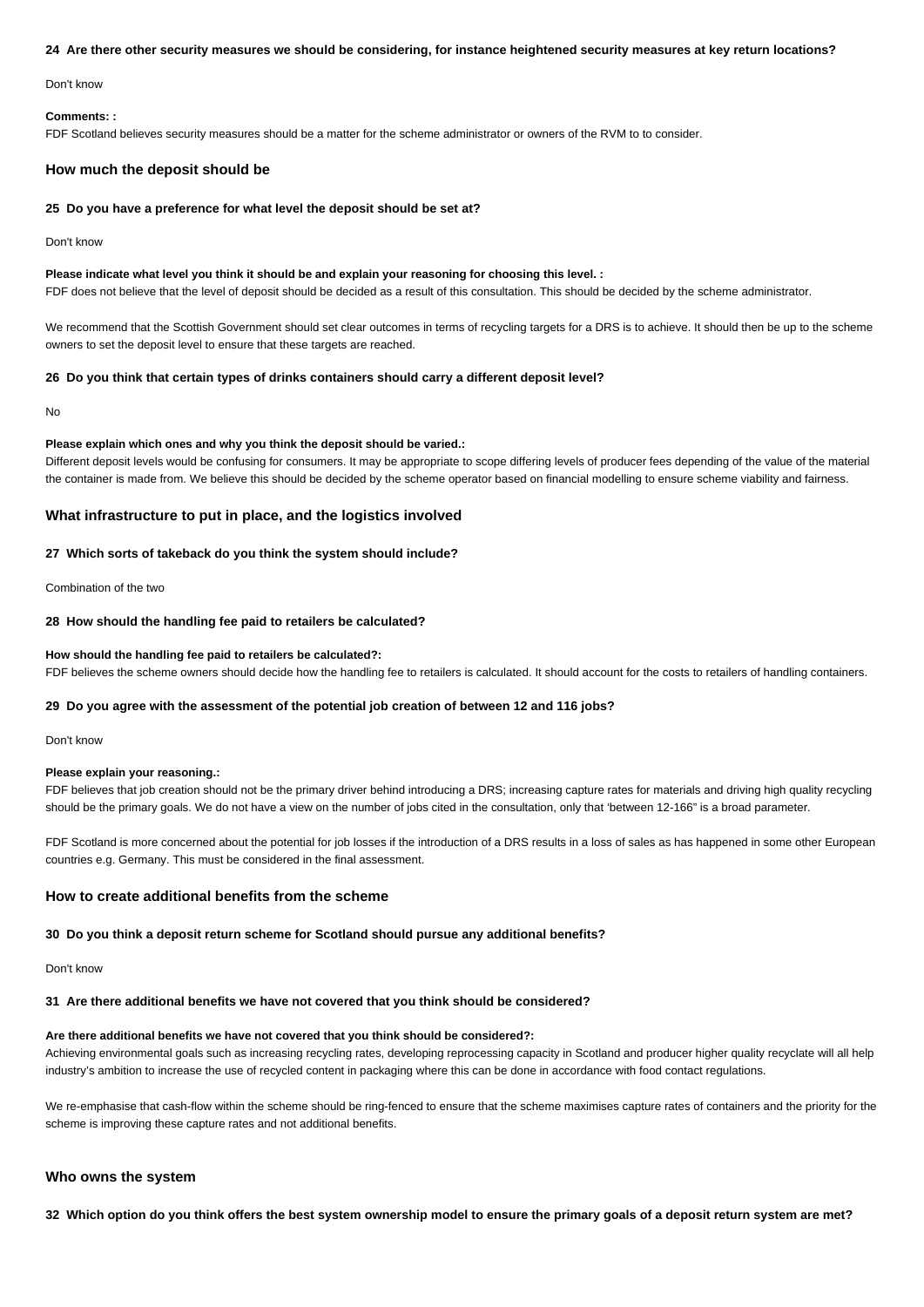**24 Are there other security measures we should be considering, for instance heightened security measures at key return locations?**

Don't know

**Comments: :**

FDF Scotland believes security measures should be a matter for the scheme administrator or owners of the RVM to to consider.

## How much the deposit should be

**25 Do you have a preference for what level the deposit should be set at?**

Don't know

**Please indicate what level you think it should be and explain your reasoning for choosing this level. :**

FDF does not believe that the level of deposit should be decided as a result of this consultation. This should be decided by the scheme administrator.

We recommend that the Scottish Government should set clear outcomes in terms of recycling targets for a DRS is to achieve. It should then be up to the scheme owners to set the deposit level to ensure that these targets are reached.

**26 Do you think that certain types of drinks containers should carry a different deposit level?**

No

**Please explain which ones and why you think the deposit should be varied.:**

Different deposit levels would be confusing for consumers. It may be appropriate to scope differing levels of producer fees depending of the value of the material the container is made from. We believe this should be decided by the scheme operator based on financial modelling to ensure scheme viability and fairness.

## What infrastructure to put in place, and the logistics involved

**27 Which sorts of takeback do you think the system should include?**

Combination of the two

**28 How should the handling fee paid to retailers be calculated?**

**How should the handling fee paid to retailers be calculated?:**

FDF believes the scheme owners should decide how the handling fee to retailers is calculated. It should account for the costs to retailers of handling containers.

**29 Do you agree with the assessment of the potential job creation of between 12 and 116 jobs?**

Don't know

**Please explain your reasoning.:**

FDF believes that job creation should not be the primary driver behind introducing a DRS; increasing capture rates for materials and driving high quality recycling should be the primary goals. We do not have a view on the number of jobs cited in the consultation, only that 'between 12-166" is a broad parameter.

FDF Scotland is more concerned about the potential for job losses if the introduction of a DRS results in a loss of sales as has happened in some other European countries e.g. Germany. This must be considered in the final assessment.

## How to create additional benefits from the scheme

**30 Do you think a deposit return scheme for Scotland should pursue any additional benefits?**

Don't know

**31 Are there additional benefits we have not covered that you think should be considered?**

**Are there additional benefits we have not covered that you think should be considered?:**

Achieving environmental goals such as increasing recycling rates, developing reprocessing capacity in Scotland and producer higher quality recyclate will all help industry's ambition to increase the use of recycled content in packaging where this can be done in accordance with food contact regulations.

We re-emphasise that cash-flow within the scheme should be ring-fenced to ensure that the scheme maximises capture rates of containers and the priority for the scheme is improving these capture rates and not additional benefits.

## Who owns the system

**32 Which option do you think offers the best system ownership model to ensure the primary goals of a deposit return system are met?**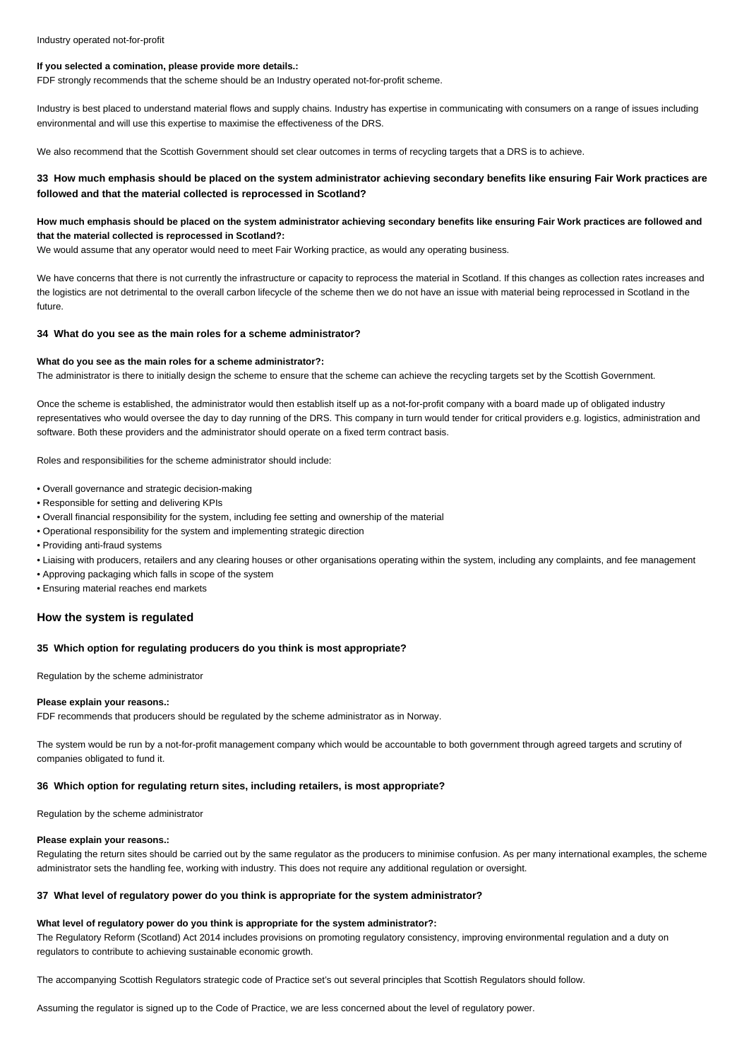Industry operated not-for-profit

**If you selected a comination, please provide more details.:**

FDF strongly recommends that the scheme should be an Industry operated not-for-profit scheme.

Industry is best placed to understand material flows and supply chains. Industry has expertise in communicating with consumers on a range of issues including environmental and will use this expertise to maximise the effectiveness of the DRS.

We also recommend that the Scottish Government should set clear outcomes in terms of recycling targets that a DRS is to achieve.

### 33 How much emphasis should be placed on the system administrator achieving secondary benefits like ensuring Fair Work practices are followed and that the material collected is reprocessed in Scotland?

**How much emphasis should be placed on the system administrator achieving secondary benefits like ensuring Fair Work practices are followed and that the material collected is reprocessed in Scotland?:**

We would assume that any operator would need to meet Fair Working practice, as would any operating business.

We have concerns that there is not currently the infrastructure or capacity to reprocess the material in Scotland. If this changes as collection rates increases and the logistics are not detrimental to the overall carbon lifecycle of the scheme then we do not have an issue with material being reprocessed in Scotland in the future.

#### 34 What do you see as the main roles for a scheme administrator?

**What do you see as the main roles for a scheme administrator?:**

The administrator is there to initially design the scheme to ensure that the scheme can achieve the recycling targets set by the Scottish Government.

Once the scheme is established, the administrator would then establish itself up as a not-for-profit company with a board made up of obligated industry representatives who would oversee the day to day running of the DRS. This company in turn would tender for critical providers e.g. logistics, administration and software. Both these providers and the administrator should operate on a fixed term contract basis.

Roles and responsibilities for the scheme administrator should include:

- Overall governance and strategic decision-making
- Responsible for setting and delivering KPIs
- Overall financial responsibility for the system, including fee setting and ownership of the material
- Operational responsibility for the system and implementing strategic direction
- Providing anti-fraud systems
- Liaising with producers, retailers and any clearing houses or other organisations operating within the system, including any complaints, and fee management
- Approving packaging which falls in scope of the system
- Ensuring material reaches end markets

## How the system is regulated

#### 35 Which option for regulating producers do you think is most appropriate?

Regulation by the scheme administrator

**Please explain your reasons.:**

FDF recommends that producers should be regulated by the scheme administrator as in Norway.

The system would be run by a not-for-profit management company which would be accountable to both government through agreed targets and scrutiny of companies obligated to fund it.

#### 36 Which option for regulating return sites, including retailers, is most appropriate?

Regulation by the scheme administrator

**Please explain your reasons.:**

Regulating the return sites should be carried out by the same regulator as the producers to minimise confusion. As per many international examples, the scheme administrator sets the handling fee, working with industry. This does not require any additional regulation or oversight.

#### 37 What level of regulatory power do you think is appropriate for the system administrator?

**What level of regulatory power do you think is appropriate for the system administrator?:**

The Regulatory Reform (Scotland) Act 2014 includes provisions on promoting regulatory consistency, improving environmental regulation and a duty on regulators to contribute to achieving sustainable economic growth.

The accompanying Scottish Regulators strategic code of Practice set's out several principles that Scottish Regulators should follow.

Assuming the regulator is signed up to the Code of Practice, we are less concerned about the level of regulatory power.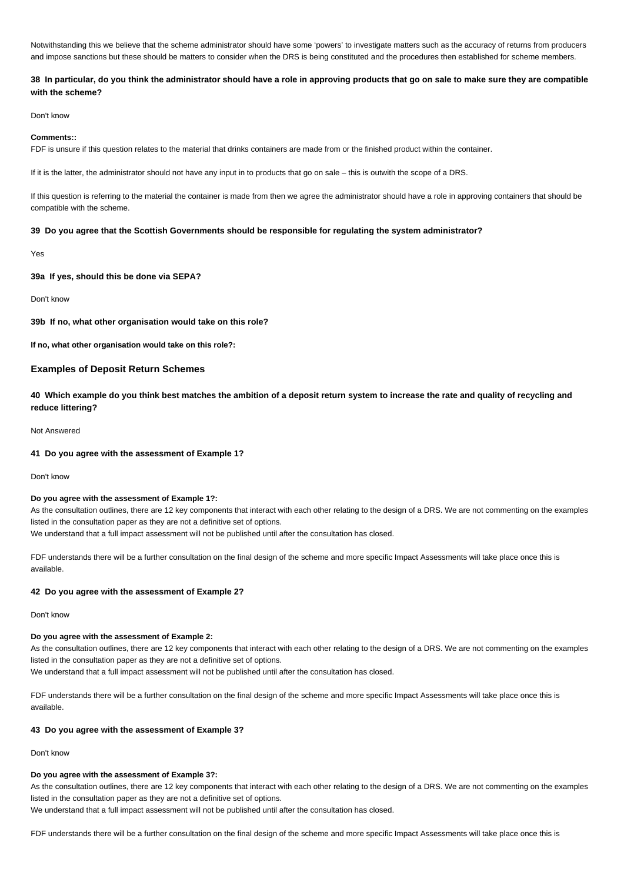Notwithstanding this we believe that the scheme administrator should have some 'powers' to investigate matters such as the accuracy of returns from producers and impose sanctions but these should be matters to consider when the DRS is being constituted and the procedures then established for scheme members.

**38 In particular, do you think the administrator should have a role in approving products that go on sale to make sure they are compatible with the scheme?**

Don't know

**Comments::**

FDF is unsure if this question relates to the material that drinks containers are made from or the finished product within the container.

If it is the latter, the administrator should not have any input in to products that go on sale – this is outwith the scope of a DRS.

If this question is referring to the material the container is made from then we agree the administrator should have a role in approving containers that should be compatible with the scheme.

**39 Do you agree that the Scottish Governments should be responsible for regulating the system administrator?**

Yes

**39a If yes, should this be done via SEPA?**

Don't know

**39b If no, what other organisation would take on this role?**

**If no, what other organisation would take on this role?:**

### Examples of Deposit Return Schemes

**40 Which example do you think best matches the ambition of a deposit return system to increase the rate and quality of recycling and reduce littering?**

Not Answered

**41 Do you agree with the assessment of Example 1?**

Don't know

**Do you agree with the assessment of Example 1?:**

As the consultation outlines, there are 12 key components that interact with each other relating to the design of a DRS. We are not commenting on the examples listed in the consultation paper as they are not a definitive set of options.
We understand that a full impact assessment will not be published until after the consultation has closed.

FDF understands there will be a further consultation on the final design of the scheme and more specific Impact Assessments will take place once this is available.

**42 Do you agree with the assessment of Example 2?**

Don't know

**Do you agree with the assessment of Example 2:**

As the consultation outlines, there are 12 key components that interact with each other relating to the design of a DRS. We are not commenting on the examples listed in the consultation paper as they are not a definitive set of options.
We understand that a full impact assessment will not be published until after the consultation has closed.

FDF understands there will be a further consultation on the final design of the scheme and more specific Impact Assessments will take place once this is available.

**43 Do you agree with the assessment of Example 3?**

Don't know

**Do you agree with the assessment of Example 3?:**

As the consultation outlines, there are 12 key components that interact with each other relating to the design of a DRS. We are not commenting on the examples listed in the consultation paper as they are not a definitive set of options.
We understand that a full impact assessment will not be published until after the consultation has closed.

FDF understands there will be a further consultation on the final design of the scheme and more specific Impact Assessments will take place once this is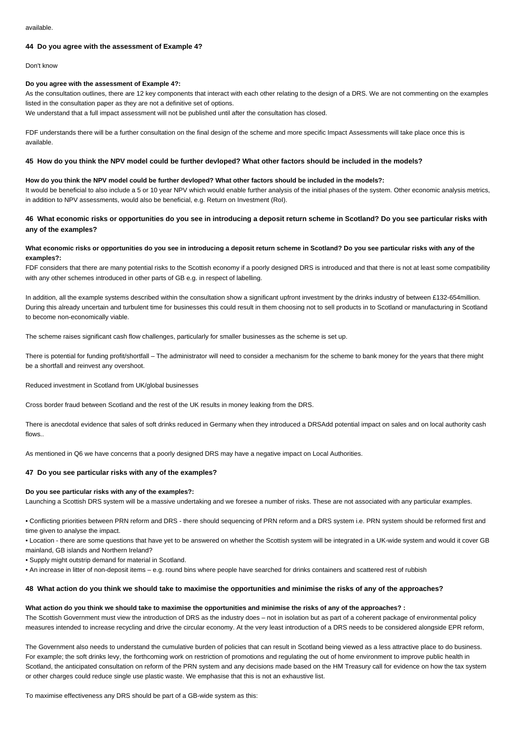available.

#### 44 Do you agree with the assessment of Example 4?

Don't know

**Do you agree with the assessment of Example 4?:**

As the consultation outlines, there are 12 key components that interact with each other relating to the design of a DRS. We are not commenting on the examples listed in the consultation paper as they are not a definitive set of options.

We understand that a full impact assessment will not be published until after the consultation has closed.

FDF understands there will be a further consultation on the final design of the scheme and more specific Impact Assessments will take place once this is available.

#### 45 How do you think the NPV model could be further devloped? What other factors should be included in the models?

**How do you think the NPV model could be further devloped? What other factors should be included in the models?:**

It would be beneficial to also include a 5 or 10 year NPV which would enable further analysis of the initial phases of the system. Other economic analysis metrics, in addition to NPV assessments, would also be beneficial, e.g. Return on Investment (RoI).

#### 46 What economic risks or opportunities do you see in introducing a deposit return scheme in Scotland? Do you see particular risks with any of the examples?

**What economic risks or opportunities do you see in introducing a deposit return scheme in Scotland? Do you see particular risks with any of the examples?:**

FDF considers that there are many potential risks to the Scottish economy if a poorly designed DRS is introduced and that there is not at least some compatibility with any other schemes introduced in other parts of GB e.g. in respect of labelling.

In addition, all the example systems described within the consultation show a significant upfront investment by the drinks industry of between £132-654million. During this already uncertain and turbulent time for businesses this could result in them choosing not to sell products in to Scotland or manufacturing in Scotland to become non-economically viable.

The scheme raises significant cash flow challenges, particularly for smaller businesses as the scheme is set up.

There is potential for funding profit/shortfall – The administrator will need to consider a mechanism for the scheme to bank money for the years that there might be a shortfall and reinvest any overshoot.

Reduced investment in Scotland from UK/global businesses

Cross border fraud between Scotland and the rest of the UK results in money leaking from the DRS.

There is anecdotal evidence that sales of soft drinks reduced in Germany when they introduced a DRSAdd potential impact on sales and on local authority cash flows..

As mentioned in Q6 we have concerns that a poorly designed DRS may have a negative impact on Local Authorities.

#### 47 Do you see particular risks with any of the examples?

**Do you see particular risks with any of the examples?:**

Launching a Scottish DRS system will be a massive undertaking and we foresee a number of risks. These are not associated with any particular examples.

- Conflicting priorities between PRN reform and DRS - there should sequencing of PRN reform and a DRS system i.e. PRN system should be reformed first and time given to analyse the impact.
- Location - there are some questions that have yet to be answered on whether the Scottish system will be integrated in a UK-wide system and would it cover GB mainland, GB islands and Northern Ireland?
- Supply might outstrip demand for material in Scotland.
- An increase in litter of non-deposit items – e.g. round bins where people have searched for drinks containers and scattered rest of rubbish

#### 48 What action do you think we should take to maximise the opportunities and minimise the risks of any of the approaches?

**What action do you think we should take to maximise the opportunities and minimise the risks of any of the approaches? :**

The Scottish Government must view the introduction of DRS as the industry does – not in isolation but as part of a coherent package of environmental policy measures intended to increase recycling and drive the circular economy. At the very least introduction of a DRS needs to be considered alongside EPR reform,

The Government also needs to understand the cumulative burden of policies that can result in Scotland being viewed as a less attractive place to do business. For example; the soft drinks levy, the forthcoming work on restriction of promotions and regulating the out of home environment to improve public health in Scotland, the anticipated consultation on reform of the PRN system and any decisions made based on the HM Treasury call for evidence on how the tax system or other charges could reduce single use plastic waste. We emphasise that this is not an exhaustive list.

To maximise effectiveness any DRS should be part of a GB-wide system as this: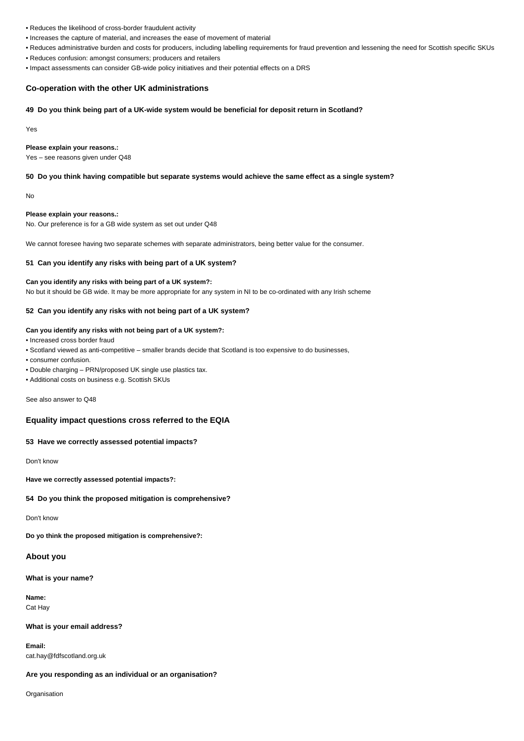- Reduces the likelihood of cross-border fraudulent activity
- Increases the capture of material, and increases the ease of movement of material
- Reduces administrative burden and costs for producers, including labelling requirements for fraud prevention and lessening the need for Scottish specific SKUs
- Reduces confusion: amongst consumers; producers and retailers
- Impact assessments can consider GB-wide policy initiatives and their potential effects on a DRS

## Co-operation with the other UK administrations

**49 Do you think being part of a UK-wide system would be beneficial for deposit return in Scotland?**

Yes

**Please explain your reasons.:**
Yes – see reasons given under Q48

**50 Do you think having compatible but separate systems would achieve the same effect as a single system?**

No

**Please explain your reasons.:**
No. Our preference is for a GB wide system as set out under Q48

We cannot foresee having two separate schemes with separate administrators, being better value for the consumer.

**51 Can you identify any risks with being part of a UK system?**

**Can you identify any risks with being part of a UK system?:**
No but it should be GB wide. It may be more appropriate for any system in NI to be co-ordinated with any Irish scheme

**52 Can you identify any risks with not being part of a UK system?**

**Can you identify any risks with not being part of a UK system?:**
- Increased cross border fraud
- Scotland viewed as anti-competitive – smaller brands decide that Scotland is too expensive to do businesses,
- consumer confusion.
- Double charging – PRN/proposed UK single use plastics tax.
- Additional costs on business e.g. Scottish SKUs

See also answer to Q48

## Equality impact questions cross referred to the EQIA

**53 Have we correctly assessed potential impacts?**

Don't know

**Have we correctly assessed potential impacts?:**

**54 Do you think the proposed mitigation is comprehensive?**

Don't know

**Do yo think the proposed mitigation is comprehensive?:**

## About you

**What is your name?**

**Name:**
Cat Hay

**What is your email address?**

**Email:**
cat.hay@fdfscotland.org.uk

**Are you responding as an individual or an organisation?**

Organisation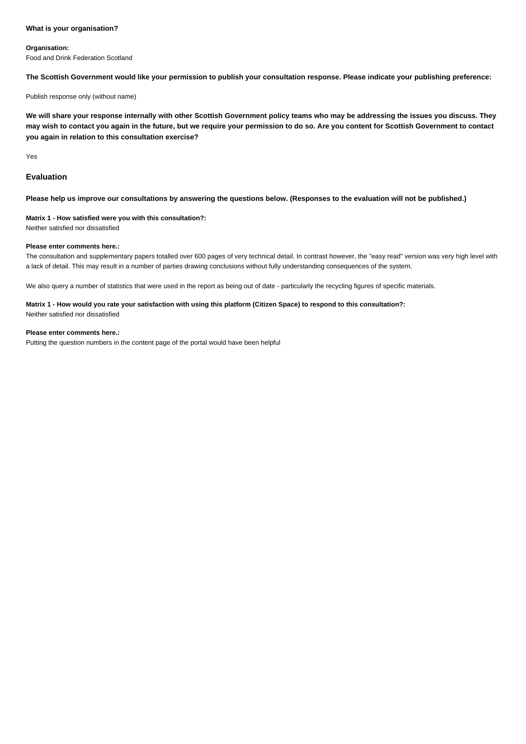**What is your organisation?**

**Organisation:**
Food and Drink Federation Scotland

**The Scottish Government would like your permission to publish your consultation response. Please indicate your publishing preference:**

Publish response only (without name)

**We will share your response internally with other Scottish Government policy teams who may be addressing the issues you discuss. They may wish to contact you again in the future, but we require your permission to do so. Are you content for Scottish Government to contact you again in relation to this consultation exercise?**

Yes

## Evaluation

**Please help us improve our consultations by answering the questions below. (Responses to the evaluation will not be published.)**

**Matrix 1 - How satisfied were you with this consultation?:**
Neither satisfied nor dissatisfied

**Please enter comments here.:**
The consultation and supplementary papers totalled over 600 pages of very technical detail. In contrast however, the "easy read" version was very high level with a lack of detail. This may result in a number of parties drawing conclusions without fully understanding consequences of the system.

We also query a number of statistics that were used in the report as being out of date - particularly the recycling figures of specific materials.

**Matrix 1 - How would you rate your satisfaction with using this platform (Citizen Space) to respond to this consultation?:**
Neither satisfied nor dissatisfied

**Please enter comments here.:**
Putting the question numbers in the content page of the portal would have been helpful